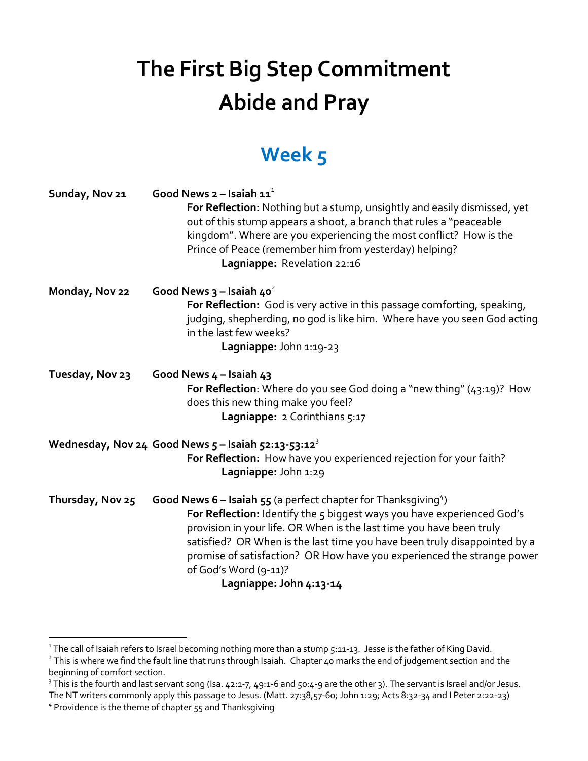# The First Big Step Commitment
# Abide and Pray

## Week 5

**Sunday, Nov 21** **Good News 2 – Isaiah 11**[1]

**For Reflection:** Nothing but a stump, unsightly and easily dismissed, yet out of this stump appears a shoot, a branch that rules a "peaceable kingdom". Where are you experiencing the most conflict? How is the Prince of Peace (remember him from yesterday) helping?

**Lagniappe:** Revelation 22:16

**Monday, Nov 22** **Good News 3 – Isaiah 40**[2]

**For Reflection:** God is very active in this passage comforting, speaking, judging, shepherding, no god is like him. Where have you seen God acting in the last few weeks?

**Lagniappe:** John 1:19-23

**Tuesday, Nov 23** **Good News 4 – Isaiah 43**

**For Reflection**: Where do you see God doing a "new thing" (43:19)? How does this new thing make you feel?

**Lagniappe:** 2 Corinthians 5:17

**Wednesday, Nov 24** **Good News 5 – Isaiah 52:13-53:12**[3]

**For Reflection:** How have you experienced rejection for your faith?

**Lagniappe:** John 1:29

**Thursday, Nov 25** **Good News 6 – Isaiah 55** (a perfect chapter for Thanksgiving[4])

**For Reflection:** Identify the 5 biggest ways you have experienced God's provision in your life. OR When is the last time you have been truly satisfied? OR When is the last time you have been truly disappointed by a promise of satisfaction? OR How have you experienced the strange power of God's Word (9-11)?

**Lagniappe: John 4:13-14**

---

[1] The call of Isaiah refers to Israel becoming nothing more than a stump 5:11-13. Jesse is the father of King David.

[2] This is where we find the fault line that runs through Isaiah. Chapter 40 marks the end of judgement section and the beginning of comfort section.

[3] This is the fourth and last servant song (Isa. 42:1-7, 49:1-6 and 50:4-9 are the other 3). The servant is Israel and/or Jesus. The NT writers commonly apply this passage to Jesus. (Matt. 27:38,57-60; John 1:29; Acts 8:32-34 and I Peter 2:22-23)

[4] Providence is the theme of chapter 55 and Thanksgiving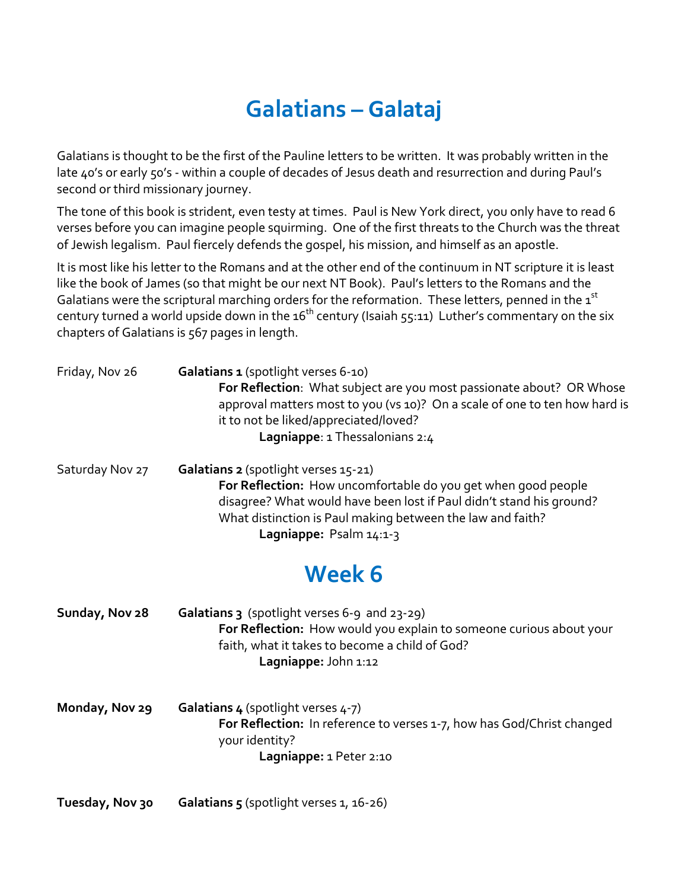# Galatians – Galataj

Galatians is thought to be the first of the Pauline letters to be written. It was probably written in the late 40's or early 50's - within a couple of decades of Jesus death and resurrection and during Paul's second or third missionary journey.

The tone of this book is strident, even testy at times. Paul is New York direct, you only have to read 6 verses before you can imagine people squirming. One of the first threats to the Church was the threat of Jewish legalism. Paul fiercely defends the gospel, his mission, and himself as an apostle.

It is most like his letter to the Romans and at the other end of the continuum in NT scripture it is least like the book of James (so that might be our next NT Book). Paul's letters to the Romans and the Galatians were the scriptural marching orders for the reformation. These letters, penned in the 1st century turned a world upside down in the 16th century (Isaiah 55:11) Luther's commentary on the six chapters of Galatians is 567 pages in length.

Friday, Nov 26 — **Galatians 1** (spotlight verses 6-10)

**For Reflection**: What subject are you most passionate about? OR Whose approval matters most to you (vs 10)? On a scale of one to ten how hard is it to not be liked/appreciated/loved?

**Lagniappe**: 1 Thessalonians 2:4

Saturday Nov 27 — **Galatians 2** (spotlight verses 15-21)

**For Reflection:** How uncomfortable do you get when good people disagree? What would have been lost if Paul didn't stand his ground? What distinction is Paul making between the law and faith?

**Lagniappe:** Psalm 14:1-3

## Week 6

**Sunday, Nov 28** — **Galatians 3** (spotlight verses 6-9 and 23-29)

**For Reflection:** How would you explain to someone curious about your faith, what it takes to become a child of God?

**Lagniappe:** John 1:12

**Monday, Nov 29** — **Galatians 4** (spotlight verses 4-7)

**For Reflection:** In reference to verses 1-7, how has God/Christ changed your identity?

**Lagniappe:** 1 Peter 2:10

**Tuesday, Nov 30** — **Galatians 5** (spotlight verses 1, 16-26)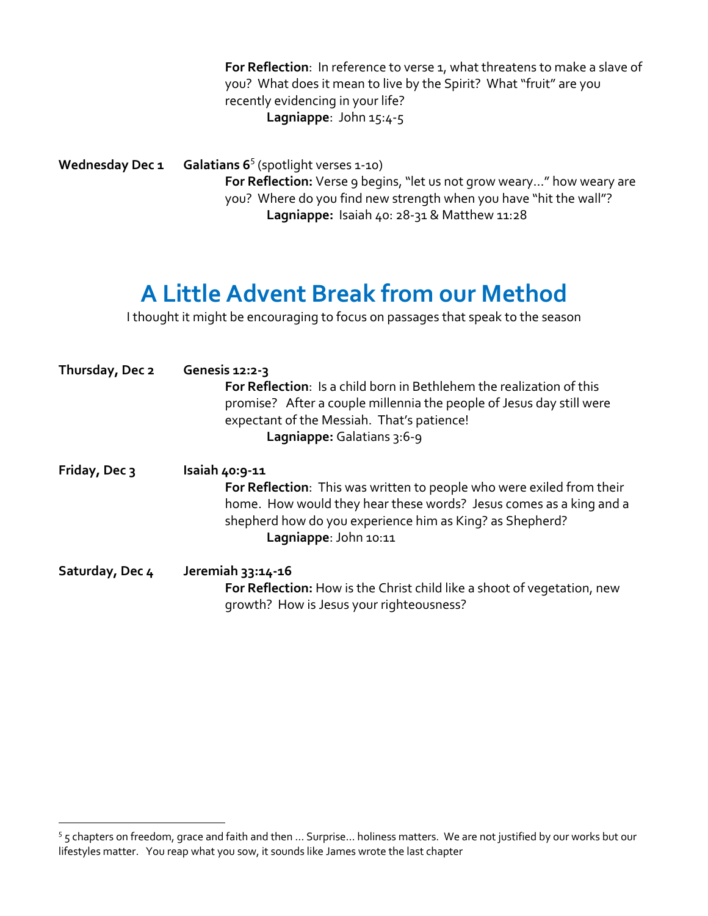**For Reflection**: In reference to verse 1, what threatens to make a slave of you? What does it mean to live by the Spirit? What "fruit" are you recently evidencing in your life?

**Lagniappe**: John 15:4-5

**Wednesday Dec 1** **Galatians 6**[5] (spotlight verses 1-10)

**For Reflection:** Verse 9 begins, "let us not grow weary…" how weary are you? Where do you find new strength when you have "hit the wall"?

**Lagniappe:** Isaiah 40: 28-31 & Matthew 11:28

# A Little Advent Break from our Method

I thought it might be encouraging to focus on passages that speak to the season

**Thursday, Dec 2** **Genesis 12:2-3**

**For Reflection**: Is a child born in Bethlehem the realization of this promise? After a couple millennia the people of Jesus day still were expectant of the Messiah. That's patience!

**Lagniappe:** Galatians 3:6-9

**Friday, Dec 3** **Isaiah 40:9-11**

**For Reflection**: This was written to people who were exiled from their home. How would they hear these words? Jesus comes as a king and a shepherd how do you experience him as King? as Shepherd?

**Lagniappe**: John 10:11

**Saturday, Dec 4** **Jeremiah 33:14-16**

**For Reflection:** How is the Christ child like a shoot of vegetation, new growth? How is Jesus your righteousness?

---

[5] 5 chapters on freedom, grace and faith and then … Surprise… holiness matters. We are not justified by our works but our lifestyles matter. You reap what you sow, it sounds like James wrote the last chapter